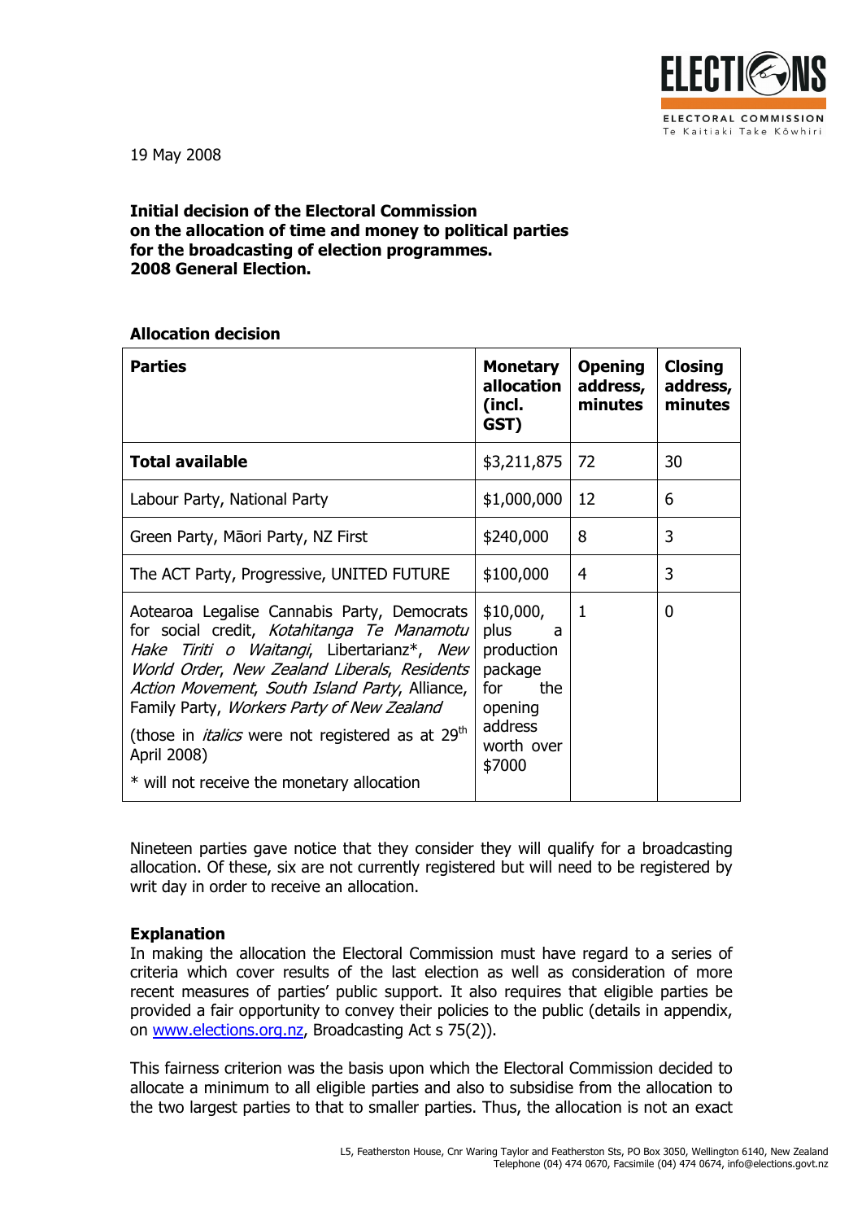19 May 2008

**Initial decision of the Electoral Commission on the allocation of time and money to political parties for the broadcasting of election programmes. 2008 General Election.**

**Allocation decision**

| Parties | Monetary allocation (incl. GST) | Opening address, minutes | Closing address, minutes |
|---|---|---|---|
| **Total available** | $3,211,875 | 72 | 30 |
| Labour Party, National Party | $1,000,000 | 12 | 6 |
| Green Party, Māori Party, NZ First | $240,000 | 8 | 3 |
| The ACT Party, Progressive, UNITED FUTURE | $100,000 | 4 | 3 |
| Aotearoa Legalise Cannabis Party, Democrats for social credit, *Kotahitanga Te Manamotu Hake Tiriti o Waitangi*, Libertarianz*, *New World Order*, *New Zealand Liberals*, *Residents Action Movement*, *South Island Party*, Alliance, Family Party, *Workers Party of New Zealand*<br><br>(those in *italics* were not registered as at 29th April 2008)<br><br>* will not receive the monetary allocation | $10,000, plus a production package for the opening address worth over $7000 | 1 | 0 |

Nineteen parties gave notice that they consider they will qualify for a broadcasting allocation. Of these, six are not currently registered but will need to be registered by writ day in order to receive an allocation.

**Explanation**

In making the allocation the Electoral Commission must have regard to a series of criteria which cover results of the last election as well as consideration of more recent measures of parties' public support. It also requires that eligible parties be provided a fair opportunity to convey their policies to the public (details in appendix, on www.elections.org.nz, Broadcasting Act s 75(2)).

This fairness criterion was the basis upon which the Electoral Commission decided to allocate a minimum to all eligible parties and also to subsidise from the allocation to the two largest parties to that to smaller parties. Thus, the allocation is not an exact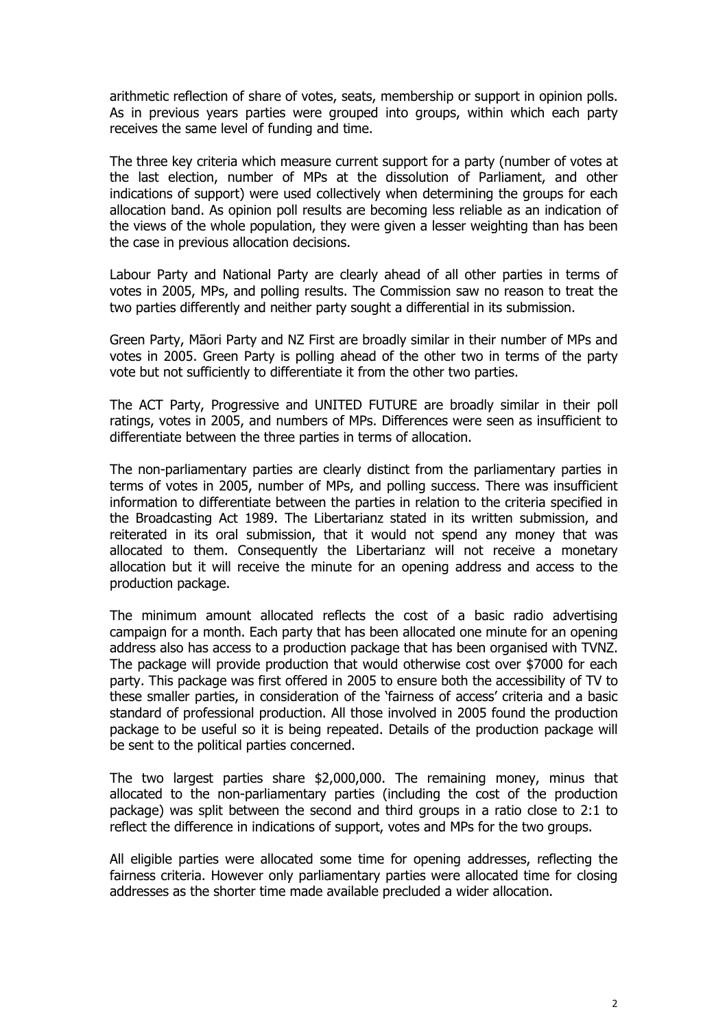arithmetic reflection of share of votes, seats, membership or support in opinion polls. As in previous years parties were grouped into groups, within which each party receives the same level of funding and time.

The three key criteria which measure current support for a party (number of votes at the last election, number of MPs at the dissolution of Parliament, and other indications of support) were used collectively when determining the groups for each allocation band. As opinion poll results are becoming less reliable as an indication of the views of the whole population, they were given a lesser weighting than has been the case in previous allocation decisions.

Labour Party and National Party are clearly ahead of all other parties in terms of votes in 2005, MPs, and polling results. The Commission saw no reason to treat the two parties differently and neither party sought a differential in its submission.

Green Party, Māori Party and NZ First are broadly similar in their number of MPs and votes in 2005. Green Party is polling ahead of the other two in terms of the party vote but not sufficiently to differentiate it from the other two parties.

The ACT Party, Progressive and UNITED FUTURE are broadly similar in their poll ratings, votes in 2005, and numbers of MPs. Differences were seen as insufficient to differentiate between the three parties in terms of allocation.

The non-parliamentary parties are clearly distinct from the parliamentary parties in terms of votes in 2005, number of MPs, and polling success. There was insufficient information to differentiate between the parties in relation to the criteria specified in the Broadcasting Act 1989. The Libertarianz stated in its written submission, and reiterated in its oral submission, that it would not spend any money that was allocated to them. Consequently the Libertarianz will not receive a monetary allocation but it will receive the minute for an opening address and access to the production package.

The minimum amount allocated reflects the cost of a basic radio advertising campaign for a month. Each party that has been allocated one minute for an opening address also has access to a production package that has been organised with TVNZ. The package will provide production that would otherwise cost over $7000 for each party. This package was first offered in 2005 to ensure both the accessibility of TV to these smaller parties, in consideration of the 'fairness of access' criteria and a basic standard of professional production. All those involved in 2005 found the production package to be useful so it is being repeated. Details of the production package will be sent to the political parties concerned.

The two largest parties share $2,000,000. The remaining money, minus that allocated to the non-parliamentary parties (including the cost of the production package) was split between the second and third groups in a ratio close to 2:1 to reflect the difference in indications of support, votes and MPs for the two groups.

All eligible parties were allocated some time for opening addresses, reflecting the fairness criteria. However only parliamentary parties were allocated time for closing addresses as the shorter time made available precluded a wider allocation.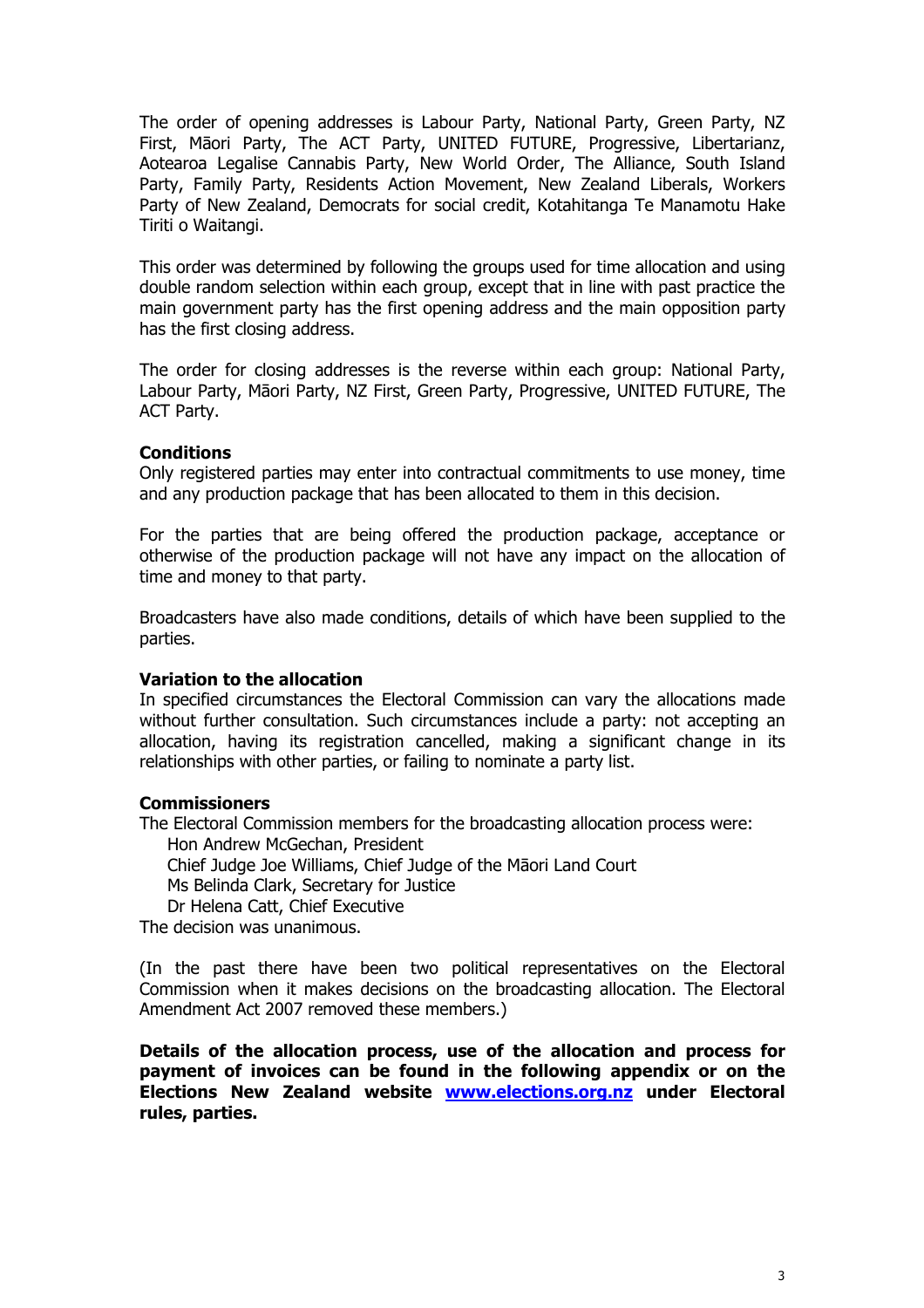The order of opening addresses is Labour Party, National Party, Green Party, NZ First, Māori Party, The ACT Party, UNITED FUTURE, Progressive, Libertarianz, Aotearoa Legalise Cannabis Party, New World Order, The Alliance, South Island Party, Family Party, Residents Action Movement, New Zealand Liberals, Workers Party of New Zealand, Democrats for social credit, Kotahitanga Te Manamotu Hake Tiriti o Waitangi.

This order was determined by following the groups used for time allocation and using double random selection within each group, except that in line with past practice the main government party has the first opening address and the main opposition party has the first closing address.

The order for closing addresses is the reverse within each group: National Party, Labour Party, Māori Party, NZ First, Green Party, Progressive, UNITED FUTURE, The ACT Party.

**Conditions**

Only registered parties may enter into contractual commitments to use money, time and any production package that has been allocated to them in this decision.

For the parties that are being offered the production package, acceptance or otherwise of the production package will not have any impact on the allocation of time and money to that party.

Broadcasters have also made conditions, details of which have been supplied to the parties.

**Variation to the allocation**

In specified circumstances the Electoral Commission can vary the allocations made without further consultation. Such circumstances include a party: not accepting an allocation, having its registration cancelled, making a significant change in its relationships with other parties, or failing to nominate a party list.

**Commissioners**

The Electoral Commission members for the broadcasting allocation process were:

Hon Andrew McGechan, President
Chief Judge Joe Williams, Chief Judge of the Māori Land Court
Ms Belinda Clark, Secretary for Justice
Dr Helena Catt, Chief Executive

The decision was unanimous.

(In the past there have been two political representatives on the Electoral Commission when it makes decisions on the broadcasting allocation. The Electoral Amendment Act 2007 removed these members.)

**Details of the allocation process, use of the allocation and process for payment of invoices can be found in the following appendix or on the Elections New Zealand website [www.elections.org.nz](http://www.elections.org.nz) under Electoral rules, parties.**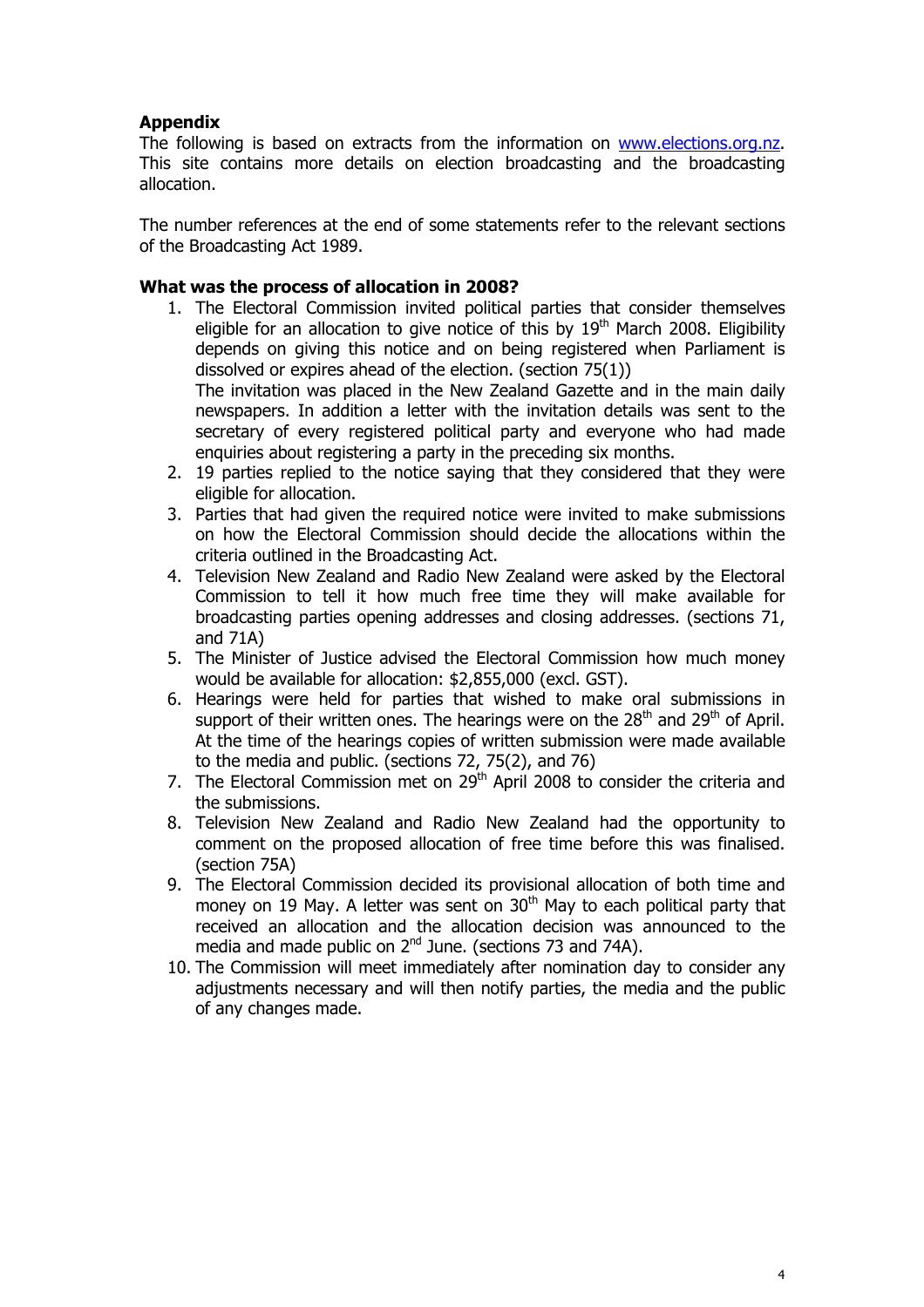**Appendix**

The following is based on extracts from the information on [www.elections.org.nz](www.elections.org.nz). This site contains more details on election broadcasting and the broadcasting allocation.

The number references at the end of some statements refer to the relevant sections of the Broadcasting Act 1989.

**What was the process of allocation in 2008?**

1. The Electoral Commission invited political parties that consider themselves eligible for an allocation to give notice of this by 19th March 2008. Eligibility depends on giving this notice and on being registered when Parliament is dissolved or expires ahead of the election. (section 75(1))
   The invitation was placed in the New Zealand Gazette and in the main daily newspapers. In addition a letter with the invitation details was sent to the secretary of every registered political party and everyone who had made enquiries about registering a party in the preceding six months.
2. 19 parties replied to the notice saying that they considered that they were eligible for allocation.
3. Parties that had given the required notice were invited to make submissions on how the Electoral Commission should decide the allocations within the criteria outlined in the Broadcasting Act.
4. Television New Zealand and Radio New Zealand were asked by the Electoral Commission to tell it how much free time they will make available for broadcasting parties opening addresses and closing addresses. (sections 71, and 71A)
5. The Minister of Justice advised the Electoral Commission how much money would be available for allocation: $2,855,000 (excl. GST).
6. Hearings were held for parties that wished to make oral submissions in support of their written ones. The hearings were on the 28th and 29th of April. At the time of the hearings copies of written submission were made available to the media and public. (sections 72, 75(2), and 76)
7. The Electoral Commission met on 29th April 2008 to consider the criteria and the submissions.
8. Television New Zealand and Radio New Zealand had the opportunity to comment on the proposed allocation of free time before this was finalised. (section 75A)
9. The Electoral Commission decided its provisional allocation of both time and money on 19 May. A letter was sent on 30th May to each political party that received an allocation and the allocation decision was announced to the media and made public on 2nd June. (sections 73 and 74A).
10. The Commission will meet immediately after nomination day to consider any adjustments necessary and will then notify parties, the media and the public of any changes made.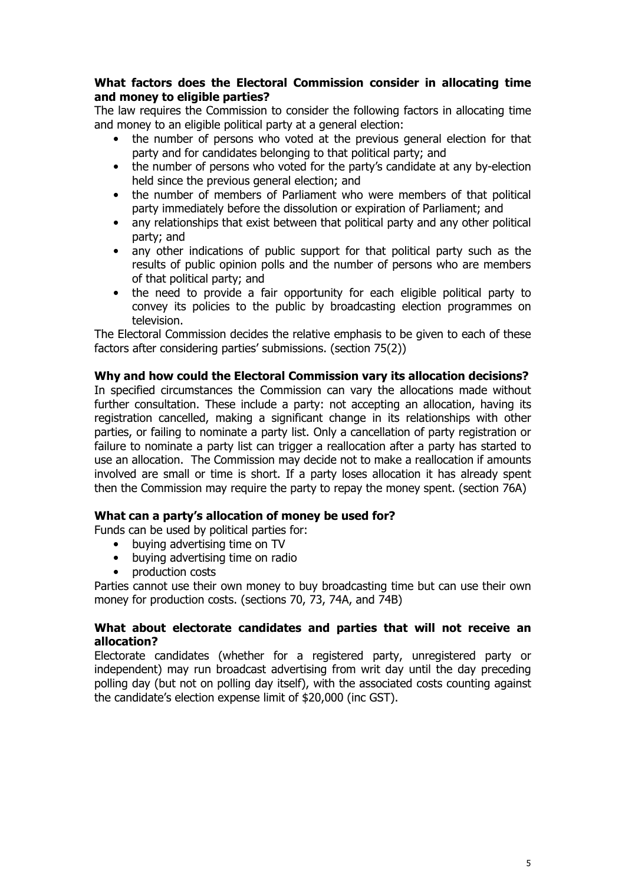### What factors does the Electoral Commission consider in allocating time and money to eligible parties?

The law requires the Commission to consider the following factors in allocating time and money to an eligible political party at a general election:

- the number of persons who voted at the previous general election for that party and for candidates belonging to that political party; and
- the number of persons who voted for the party's candidate at any by-election held since the previous general election; and
- the number of members of Parliament who were members of that political party immediately before the dissolution or expiration of Parliament; and
- any relationships that exist between that political party and any other political party; and
- any other indications of public support for that political party such as the results of public opinion polls and the number of persons who are members of that political party; and
- the need to provide a fair opportunity for each eligible political party to convey its policies to the public by broadcasting election programmes on television.

The Electoral Commission decides the relative emphasis to be given to each of these factors after considering parties' submissions. (section 75(2))

### Why and how could the Electoral Commission vary its allocation decisions?

In specified circumstances the Commission can vary the allocations made without further consultation. These include a party: not accepting an allocation, having its registration cancelled, making a significant change in its relationships with other parties, or failing to nominate a party list. Only a cancellation of party registration or failure to nominate a party list can trigger a reallocation after a party has started to use an allocation. The Commission may decide not to make a reallocation if amounts involved are small or time is short. If a party loses allocation it has already spent then the Commission may require the party to repay the money spent. (section 76A)

### What can a party's allocation of money be used for?

Funds can be used by political parties for:

- buying advertising time on TV
- buying advertising time on radio
- production costs

Parties cannot use their own money to buy broadcasting time but can use their own money for production costs. (sections 70, 73, 74A, and 74B)

### What about electorate candidates and parties that will not receive an allocation?

Electorate candidates (whether for a registered party, unregistered party or independent) may run broadcast advertising from writ day until the day preceding polling day (but not on polling day itself), with the associated costs counting against the candidate's election expense limit of $20,000 (inc GST).